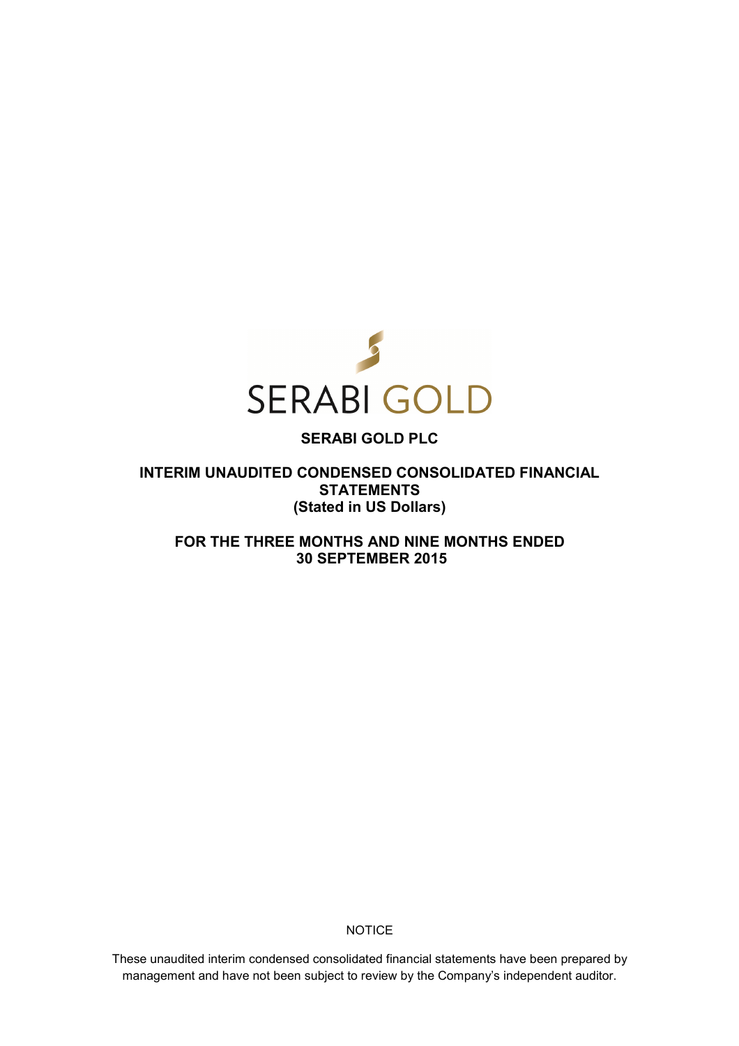SERABI GOLD

# SERABI GOLD PLC

## INTERIM UNAUDITED CONDENSED CONSOLIDATED FINANCIAL STATEMENTS
## (Stated in US Dollars)

## FOR THE THREE MONTHS AND NINE MONTHS ENDED 30 SEPTEMBER 2015

NOTICE

These unaudited interim condensed consolidated financial statements have been prepared by management and have not been subject to review by the Company's independent auditor.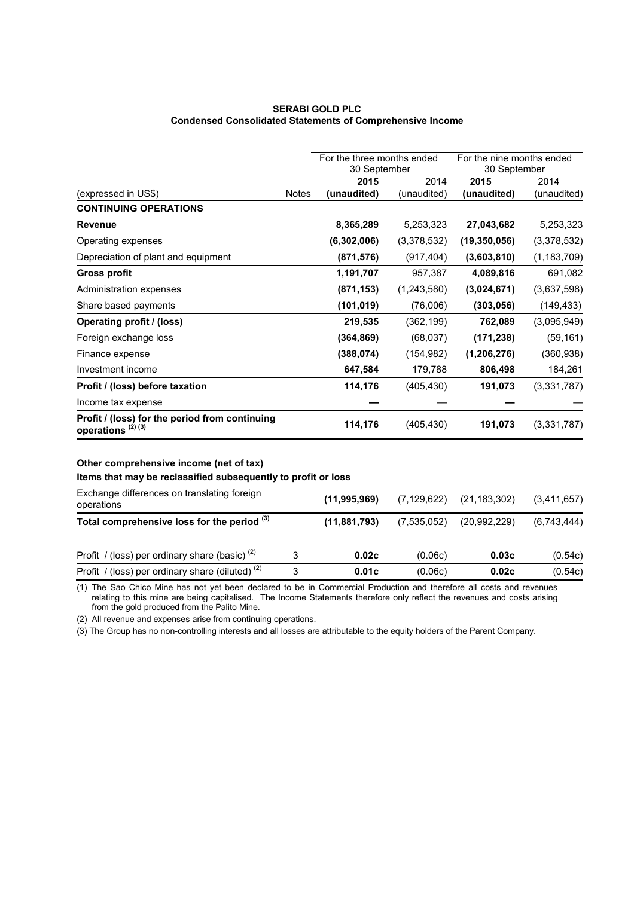**SERABI GOLD PLC**
**Condensed Consolidated Statements of Comprehensive Income**

| | | For the three months ended 30 September | | For the nine months ended 30 September | |
|---|---|---|---|---|---|
| | | **2015** | 2014 | **2015** | 2014 |
| (expressed in US$) | Notes | **(unaudited)** | (unaudited) | **(unaudited)** | (unaudited) |
| **CONTINUING OPERATIONS** | | | | | |
| **Revenue** | | **8,365,289** | 5,253,323 | **27,043,682** | 5,253,323 |
| Operating expenses | | **(6,302,006)** | (3,378,532) | **(19,350,056)** | (3,378,532) |
| Depreciation of plant and equipment | | **(871,576)** | (917,404) | **(3,603,810)** | (1,183,709) |
| **Gross profit** | | **1,191,707** | 957,387 | **4,089,816** | 691,082 |
| Administration expenses | | **(871,153)** | (1,243,580) | **(3,024,671)** | (3,637,598) |
| Share based payments | | **(101,019)** | (76,006) | **(303,056)** | (149,433) |
| **Operating profit / (loss)** | | **219,535** | (362,199) | **762,089** | (3,095,949) |
| Foreign exchange loss | | **(364,869)** | (68,037) | **(171,238)** | (59,161) |
| Finance expense | | **(388,074)** | (154,982) | **(1,206,276)** | (360,938) |
| Investment income | | **647,584** | 179,788 | **806,498** | 184,261 |
| **Profit / (loss) before taxation** | | **114,176** | (405,430) | **191,073** | (3,331,787) |
| Income tax expense | | **—** | — | **—** | — |
| **Profit / (loss) for the period from continuing operations** (2) (3) | | **114,176** | (405,430) | **191,073** | (3,331,787) |
| | | | | | |
| **Other comprehensive income (net of tax)** | | | | | |
| **Items that may be reclassified subsequently to profit or loss** | | | | | |
| Exchange differences on translating foreign operations | | **(11,995,969)** | (7,129,622) | (21,183,302) | (3,411,657) |
| **Total comprehensive loss for the period** (3) | | **(11,881,793)** | (7,535,052) | (20,992,229) | (6,743,444) |
| | | | | | |
| Profit / (loss) per ordinary share (basic) (2) | 3 | **0.02c** | (0.06c) | **0.03c** | (0.54c) |
| Profit / (loss) per ordinary share (diluted) (2) | 3 | **0.01c** | (0.06c) | **0.02c** | (0.54c) |

(1) The Sao Chico Mine has not yet been declared to be in Commercial Production and therefore all costs and revenues relating to this mine are being capitalised. The Income Statements therefore only reflect the revenues and costs arising from the gold produced from the Palito Mine.

(2) All revenue and expenses arise from continuing operations.

(3) The Group has no non-controlling interests and all losses are attributable to the equity holders of the Parent Company.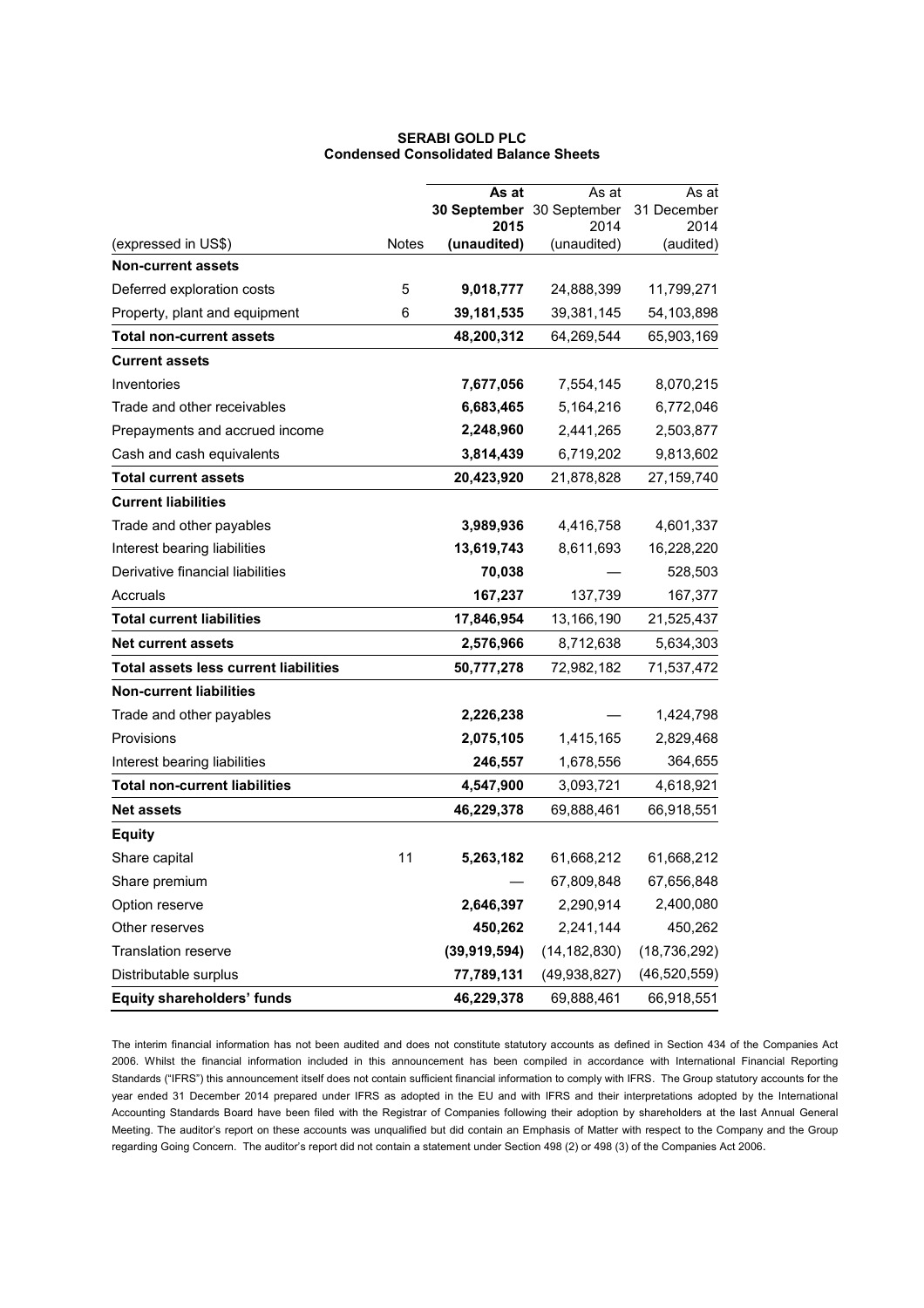**SERABI GOLD PLC**
**Condensed Consolidated Balance Sheets**

| (expressed in US$) | Notes | As at 30 September 2015 (unaudited) | As at 30 September 2014 (unaudited) | As at 31 December 2014 (audited) |
|---|---|---|---|---|
| **Non-current assets** | | | | |
| Deferred exploration costs | 5 | **9,018,777** | 24,888,399 | 11,799,271 |
| Property, plant and equipment | 6 | **39,181,535** | 39,381,145 | 54,103,898 |
| **Total non-current assets** | | **48,200,312** | 64,269,544 | 65,903,169 |
| **Current assets** | | | | |
| Inventories | | **7,677,056** | 7,554,145 | 8,070,215 |
| Trade and other receivables | | **6,683,465** | 5,164,216 | 6,772,046 |
| Prepayments and accrued income | | **2,248,960** | 2,441,265 | 2,503,877 |
| Cash and cash equivalents | | **3,814,439** | 6,719,202 | 9,813,602 |
| **Total current assets** | | **20,423,920** | 21,878,828 | 27,159,740 |
| **Current liabilities** | | | | |
| Trade and other payables | | **3,989,936** | 4,416,758 | 4,601,337 |
| Interest bearing liabilities | | **13,619,743** | 8,611,693 | 16,228,220 |
| Derivative financial liabilities | | **70,038** | — | 528,503 |
| Accruals | | **167,237** | 137,739 | 167,377 |
| **Total current liabilities** | | **17,846,954** | 13,166,190 | 21,525,437 |
| **Net current assets** | | **2,576,966** | 8,712,638 | 5,634,303 |
| **Total assets less current liabilities** | | **50,777,278** | 72,982,182 | 71,537,472 |
| **Non-current liabilities** | | | | |
| Trade and other payables | | **2,226,238** | — | 1,424,798 |
| Provisions | | **2,075,105** | 1,415,165 | 2,829,468 |
| Interest bearing liabilities | | **246,557** | 1,678,556 | 364,655 |
| **Total non-current liabilities** | | **4,547,900** | 3,093,721 | 4,618,921 |
| **Net assets** | | **46,229,378** | 69,888,461 | 66,918,551 |
| **Equity** | | | | |
| Share capital | 11 | **5,263,182** | 61,668,212 | 61,668,212 |
| Share premium | | — | 67,809,848 | 67,656,848 |
| Option reserve | | **2,646,397** | 2,290,914 | 2,400,080 |
| Other reserves | | **450,262** | 2,241,144 | 450,262 |
| Translation reserve | | **(39,919,594)** | (14,182,830) | (18,736,292) |
| Distributable surplus | | **77,789,131** | (49,938,827) | (46,520,559) |
| **Equity shareholders' funds** | | **46,229,378** | 69,888,461 | 66,918,551 |

The interim financial information has not been audited and does not constitute statutory accounts as defined in Section 434 of the Companies Act 2006. Whilst the financial information included in this announcement has been compiled in accordance with International Financial Reporting Standards ("IFRS") this announcement itself does not contain sufficient financial information to comply with IFRS. The Group statutory accounts for the year ended 31 December 2014 prepared under IFRS as adopted in the EU and with IFRS and their interpretations adopted by the International Accounting Standards Board have been filed with the Registrar of Companies following their adoption by shareholders at the last Annual General Meeting. The auditor's report on these accounts was unqualified but did contain an Emphasis of Matter with respect to the Company and the Group regarding Going Concern. The auditor's report did not contain a statement under Section 498 (2) or 498 (3) of the Companies Act 2006.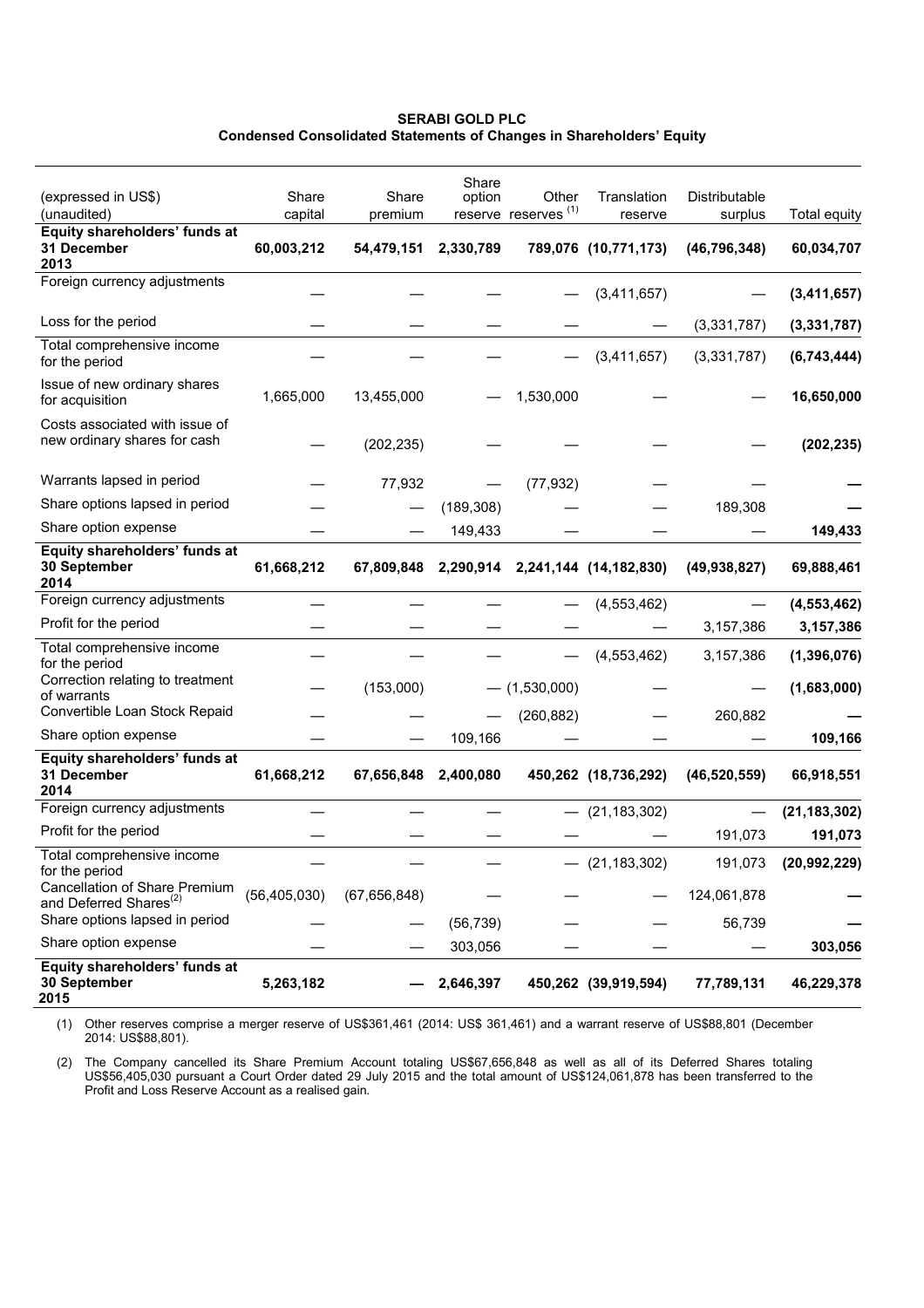**SERABI GOLD PLC**
**Condensed Consolidated Statements of Changes in Shareholders' Equity**

| (expressed in US$) (unaudited) | Share capital | Share premium | Share option reserve | Other reserves [(1)] | Translation reserve | Distributable surplus | Total equity |
|---|---|---|---|---|---|---|---|
| **Equity shareholders' funds at 31 December 2013** | **60,003,212** | **54,479,151** | **2,330,789** | **789,076** | **(10,771,173)** | **(46,796,348)** | **60,034,707** |
| Foreign currency adjustments | — | — | — | — | (3,411,657) | — | **(3,411,657)** |
| Loss for the period | — | — | — | — | — | (3,331,787) | **(3,331,787)** |
| Total comprehensive income for the period | — | — | — | — | (3,411,657) | (3,331,787) | **(6,743,444)** |
| Issue of new ordinary shares for acquisition | 1,665,000 | 13,455,000 | — | 1,530,000 | — | — | **16,650,000** |
| Costs associated with issue of new ordinary shares for cash | — | (202,235) | — | — | — | — | **(202,235)** |
| Warrants lapsed in period | — | 77,932 | — | (77,932) | — | — | **—** |
| Share options lapsed in period | — | — | (189,308) | — | — | 189,308 | **—** |
| Share option expense | — | — | 149,433 | — | — | — | **149,433** |
| **Equity shareholders' funds at 30 September 2014** | **61,668,212** | **67,809,848** | **2,290,914** | **2,241,144** | **(14,182,830)** | **(49,938,827)** | **69,888,461** |
| Foreign currency adjustments | — | — | — | — | (4,553,462) | — | **(4,553,462)** |
| Profit for the period | — | — | — | — | — | 3,157,386 | **3,157,386** |
| Total comprehensive income for the period | — | — | — | — | (4,553,462) | 3,157,386 | **(1,396,076)** |
| Correction relating to treatment of warrants | — | (153,000) | — | (1,530,000) | — | — | **(1,683,000)** |
| Convertible Loan Stock Repaid | — | — | — | (260,882) | — | 260,882 | **—** |
| Share option expense | — | — | 109,166 | — | — | — | **109,166** |
| **Equity shareholders' funds at 31 December 2014** | **61,668,212** | **67,656,848** | **2,400,080** | **450,262** | **(18,736,292)** | **(46,520,559)** | **66,918,551** |
| Foreign currency adjustments | — | — | — | — | (21,183,302) | — | **(21,183,302)** |
| Profit for the period | — | — | — | — | — | 191,073 | **191,073** |
| Total comprehensive income for the period | — | — | — | — | (21,183,302) | 191,073 | **(20,992,229)** |
| Cancellation of Share Premium and Deferred Shares[(2)] | (56,405,030) | (67,656,848) | — | — | — | 124,061,878 | **—** |
| Share options lapsed in period | — | — | (56,739) | — | — | 56,739 | **—** |
| Share option expense | — | — | 303,056 | — | — | — | **303,056** |
| **Equity shareholders' funds at 30 September 2015** | **5,263,182** | **—** | **2,646,397** | **450,262** | **(39,919,594)** | **77,789,131** | **46,229,378** |

(1) Other reserves comprise a merger reserve of US$361,461 (2014: US$ 361,461) and a warrant reserve of US$88,801 (December 2014: US$88,801).

(2) The Company cancelled its Share Premium Account totaling US$67,656,848 as well as all of its Deferred Shares totaling US$56,405,030 pursuant a Court Order dated 29 July 2015 and the total amount of US$124,061,878 has been transferred to the Profit and Loss Reserve Account as a realised gain.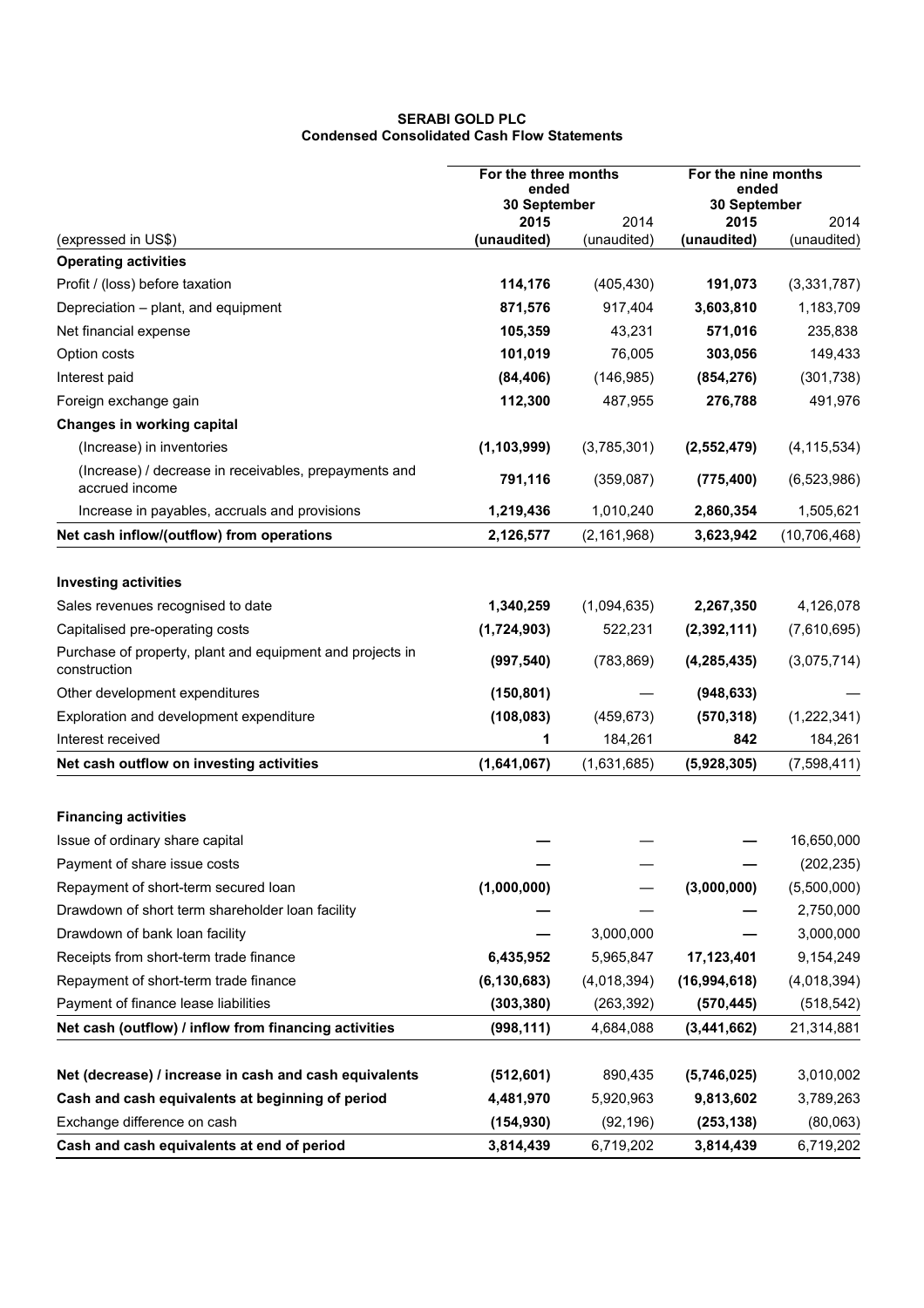**SERABI GOLD PLC**
**Condensed Consolidated Cash Flow Statements**

| (expressed in US$) | For the three months ended 30 September 2015 (unaudited) | For the three months ended 30 September 2014 (unaudited) | For the nine months ended 30 September 2015 (unaudited) | For the nine months ended 30 September 2014 (unaudited) |
|---|---|---|---|---|
| **Operating activities** | | | | |
| Profit / (loss) before taxation | **114,176** | (405,430) | **191,073** | (3,331,787) |
| Depreciation – plant, and equipment | **871,576** | 917,404 | **3,603,810** | 1,183,709 |
| Net financial expense | **105,359** | 43,231 | **571,016** | 235,838 |
| Option costs | **101,019** | 76,005 | **303,056** | 149,433 |
| Interest paid | **(84,406)** | (146,985) | **(854,276)** | (301,738) |
| Foreign exchange gain | **112,300** | 487,955 | **276,788** | 491,976 |
| **Changes in working capital** | | | | |
| (Increase) in inventories | **(1,103,999)** | (3,785,301) | **(2,552,479)** | (4,115,534) |
| (Increase) / decrease in receivables, prepayments and accrued income | **791,116** | (359,087) | **(775,400)** | (6,523,986) |
| Increase in payables, accruals and provisions | **1,219,436** | 1,010,240 | **2,860,354** | 1,505,621 |
| **Net cash inflow/(outflow) from operations** | **2,126,577** | (2,161,968) | **3,623,942** | (10,706,468) |
| | | | | |
| **Investing activities** | | | | |
| Sales revenues recognised to date | **1,340,259** | (1,094,635) | **2,267,350** | 4,126,078 |
| Capitalised pre-operating costs | **(1,724,903)** | 522,231 | **(2,392,111)** | (7,610,695) |
| Purchase of property, plant and equipment and projects in construction | **(997,540)** | (783,869) | **(4,285,435)** | (3,075,714) |
| Other development expenditures | **(150,801)** | — | **(948,633)** | — |
| Exploration and development expenditure | **(108,083)** | (459,673) | **(570,318)** | (1,222,341) |
| Interest received | **1** | 184,261 | **842** | 184,261 |
| **Net cash outflow on investing activities** | **(1,641,067)** | (1,631,685) | **(5,928,305)** | (7,598,411) |
| | | | | |
| **Financing activities** | | | | |
| Issue of ordinary share capital | **—** | — | **—** | 16,650,000 |
| Payment of share issue costs | **—** | — | **—** | (202,235) |
| Repayment of short-term secured loan | **(1,000,000)** | — | **(3,000,000)** | (5,500,000) |
| Drawdown of short term shareholder loan facility | **—** | — | **—** | 2,750,000 |
| Drawdown of bank loan facility | **—** | 3,000,000 | **—** | 3,000,000 |
| Receipts from short-term trade finance | **6,435,952** | 5,965,847 | **17,123,401** | 9,154,249 |
| Repayment of short-term trade finance | **(6,130,683)** | (4,018,394) | **(16,994,618)** | (4,018,394) |
| Payment of finance lease liabilities | **(303,380)** | (263,392) | **(570,445)** | (518,542) |
| **Net cash (outflow) / inflow from financing activities** | **(998,111)** | 4,684,088 | **(3,441,662)** | 21,314,881 |
| | | | | |
| **Net (decrease) / increase in cash and cash equivalents** | **(512,601)** | 890,435 | **(5,746,025)** | 3,010,002 |
| **Cash and cash equivalents at beginning of period** | **4,481,970** | 5,920,963 | **9,813,602** | 3,789,263 |
| Exchange difference on cash | **(154,930)** | (92,196) | **(253,138)** | (80,063) |
| **Cash and cash equivalents at end of period** | **3,814,439** | 6,719,202 | **3,814,439** | 6,719,202 |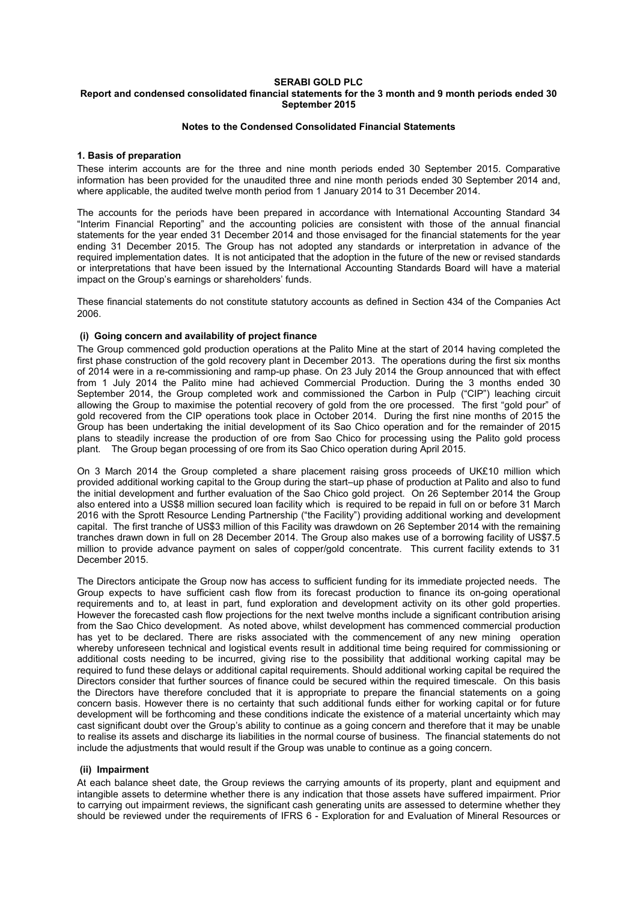**SERABI GOLD PLC**

**Report and condensed consolidated financial statements for the 3 month and 9 month periods ended 30 September 2015**

**Notes to the Condensed Consolidated Financial Statements**

### 1. Basis of preparation

These interim accounts are for the three and nine month periods ended 30 September 2015. Comparative information has been provided for the unaudited three and nine month periods ended 30 September 2014 and, where applicable, the audited twelve month period from 1 January 2014 to 31 December 2014.

The accounts for the periods have been prepared in accordance with International Accounting Standard 34 "Interim Financial Reporting" and the accounting policies are consistent with those of the annual financial statements for the year ended 31 December 2014 and those envisaged for the financial statements for the year ending 31 December 2015. The Group has not adopted any standards or interpretation in advance of the required implementation dates. It is not anticipated that the adoption in the future of the new or revised standards or interpretations that have been issued by the International Accounting Standards Board will have a material impact on the Group's earnings or shareholders' funds.

These financial statements do not constitute statutory accounts as defined in Section 434 of the Companies Act 2006.

#### (i) Going concern and availability of project finance

The Group commenced gold production operations at the Palito Mine at the start of 2014 having completed the first phase construction of the gold recovery plant in December 2013. The operations during the first six months of 2014 were in a re-commissioning and ramp-up phase. On 23 July 2014 the Group announced that with effect from 1 July 2014 the Palito mine had achieved Commercial Production. During the 3 months ended 30 September 2014, the Group completed work and commissioned the Carbon in Pulp ("CIP") leaching circuit allowing the Group to maximise the potential recovery of gold from the ore processed. The first "gold pour" of gold recovered from the CIP operations took place in October 2014. During the first nine months of 2015 the Group has been undertaking the initial development of its Sao Chico operation and for the remainder of 2015 plans to steadily increase the production of ore from Sao Chico for processing using the Palito gold process plant. The Group began processing of ore from its Sao Chico operation during April 2015.

On 3 March 2014 the Group completed a share placement raising gross proceeds of UK£10 million which provided additional working capital to the Group during the start–up phase of production at Palito and also to fund the initial development and further evaluation of the Sao Chico gold project. On 26 September 2014 the Group also entered into a US$8 million secured loan facility which is required to be repaid in full on or before 31 March 2016 with the Sprott Resource Lending Partnership ("the Facility") providing additional working and development capital. The first tranche of US$3 million of this Facility was drawndown on 26 September 2014 with the remaining tranches drawn down in full on 28 December 2014. The Group also makes use of a borrowing facility of US$7.5 million to provide advance payment on sales of copper/gold concentrate. This current facility extends to 31 December 2015.

The Directors anticipate the Group now has access to sufficient funding for its immediate projected needs. The Group expects to have sufficient cash flow from its forecast production to finance its on-going operational requirements and to, at least in part, fund exploration and development activity on its other gold properties. However the forecasted cash flow projections for the next twelve months include a significant contribution arising from the Sao Chico development. As noted above, whilst development has commenced commercial production has yet to be declared. There are risks associated with the commencement of any new mining operation whereby unforeseen technical and logistical events result in additional time being required for commissioning or additional costs needing to be incurred, giving rise to the possibility that additional working capital may be required to fund these delays or additional capital requirements. Should additional working capital be required the Directors consider that further sources of finance could be secured within the required timescale. On this basis the Directors have therefore concluded that it is appropriate to prepare the financial statements on a going concern basis. However there is no certainty that such additional funds either for working capital or for future development will be forthcoming and these conditions indicate the existence of a material uncertainty which may cast significant doubt over the Group's ability to continue as a going concern and therefore that it may be unable to realise its assets and discharge its liabilities in the normal course of business. The financial statements do not include the adjustments that would result if the Group was unable to continue as a going concern.

#### (ii) Impairment

At each balance sheet date, the Group reviews the carrying amounts of its property, plant and equipment and intangible assets to determine whether there is any indication that those assets have suffered impairment. Prior to carrying out impairment reviews, the significant cash generating units are assessed to determine whether they should be reviewed under the requirements of IFRS 6 - Exploration for and Evaluation of Mineral Resources or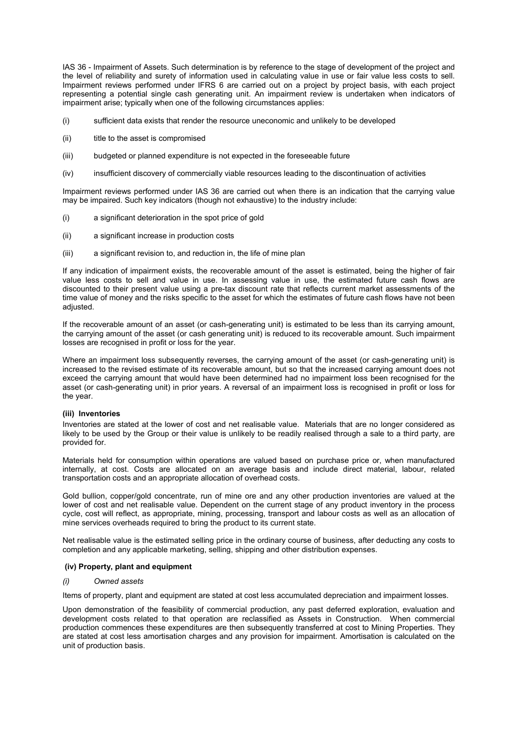IAS 36 - Impairment of Assets. Such determination is by reference to the stage of development of the project and the level of reliability and surety of information used in calculating value in use or fair value less costs to sell. Impairment reviews performed under IFRS 6 are carried out on a project by project basis, with each project representing a potential single cash generating unit. An impairment review is undertaken when indicators of impairment arise; typically when one of the following circumstances applies:

(i) sufficient data exists that render the resource uneconomic and unlikely to be developed

(ii) title to the asset is compromised

(iii) budgeted or planned expenditure is not expected in the foreseeable future

(iv) insufficient discovery of commercially viable resources leading to the discontinuation of activities

Impairment reviews performed under IAS 36 are carried out when there is an indication that the carrying value may be impaired. Such key indicators (though not exhaustive) to the industry include:

(i) a significant deterioration in the spot price of gold

(ii) a significant increase in production costs

(iii) a significant revision to, and reduction in, the life of mine plan

If any indication of impairment exists, the recoverable amount of the asset is estimated, being the higher of fair value less costs to sell and value in use. In assessing value in use, the estimated future cash flows are discounted to their present value using a pre-tax discount rate that reflects current market assessments of the time value of money and the risks specific to the asset for which the estimates of future cash flows have not been adjusted.

If the recoverable amount of an asset (or cash-generating unit) is estimated to be less than its carrying amount, the carrying amount of the asset (or cash generating unit) is reduced to its recoverable amount. Such impairment losses are recognised in profit or loss for the year.

Where an impairment loss subsequently reverses, the carrying amount of the asset (or cash-generating unit) is increased to the revised estimate of its recoverable amount, but so that the increased carrying amount does not exceed the carrying amount that would have been determined had no impairment loss been recognised for the asset (or cash-generating unit) in prior years. A reversal of an impairment loss is recognised in profit or loss for the year.

**(iii) Inventories**

Inventories are stated at the lower of cost and net realisable value. Materials that are no longer considered as likely to be used by the Group or their value is unlikely to be readily realised through a sale to a third party, are provided for.

Materials held for consumption within operations are valued based on purchase price or, when manufactured internally, at cost. Costs are allocated on an average basis and include direct material, labour, related transportation costs and an appropriate allocation of overhead costs.

Gold bullion, copper/gold concentrate, run of mine ore and any other production inventories are valued at the lower of cost and net realisable value. Dependent on the current stage of any product inventory in the process cycle, cost will reflect, as appropriate, mining, processing, transport and labour costs as well as an allocation of mine services overheads required to bring the product to its current state.

Net realisable value is the estimated selling price in the ordinary course of business, after deducting any costs to completion and any applicable marketing, selling, shipping and other distribution expenses.

**(iv) Property, plant and equipment**

*(i) Owned assets*

Items of property, plant and equipment are stated at cost less accumulated depreciation and impairment losses.

Upon demonstration of the feasibility of commercial production, any past deferred exploration, evaluation and development costs related to that operation are reclassified as Assets in Construction. When commercial production commences these expenditures are then subsequently transferred at cost to Mining Properties. They are stated at cost less amortisation charges and any provision for impairment. Amortisation is calculated on the unit of production basis.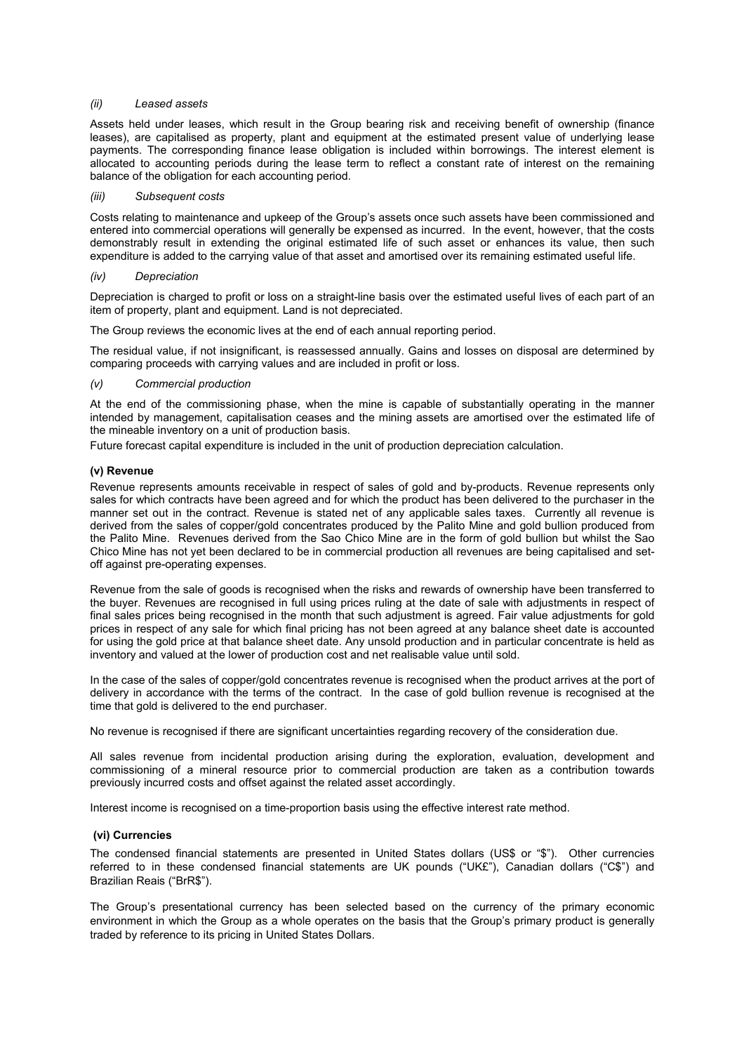*(ii) Leased assets*

Assets held under leases, which result in the Group bearing risk and receiving benefit of ownership (finance leases), are capitalised as property, plant and equipment at the estimated present value of underlying lease payments. The corresponding finance lease obligation is included within borrowings. The interest element is allocated to accounting periods during the lease term to reflect a constant rate of interest on the remaining balance of the obligation for each accounting period.

*(iii) Subsequent costs*

Costs relating to maintenance and upkeep of the Group's assets once such assets have been commissioned and entered into commercial operations will generally be expensed as incurred. In the event, however, that the costs demonstrably result in extending the original estimated life of such asset or enhances its value, then such expenditure is added to the carrying value of that asset and amortised over its remaining estimated useful life.

*(iv) Depreciation*

Depreciation is charged to profit or loss on a straight-line basis over the estimated useful lives of each part of an item of property, plant and equipment. Land is not depreciated.

The Group reviews the economic lives at the end of each annual reporting period.

The residual value, if not insignificant, is reassessed annually. Gains and losses on disposal are determined by comparing proceeds with carrying values and are included in profit or loss.

*(v) Commercial production*

At the end of the commissioning phase, when the mine is capable of substantially operating in the manner intended by management, capitalisation ceases and the mining assets are amortised over the estimated life of the mineable inventory on a unit of production basis.

Future forecast capital expenditure is included in the unit of production depreciation calculation.

**(v) Revenue**

Revenue represents amounts receivable in respect of sales of gold and by-products. Revenue represents only sales for which contracts have been agreed and for which the product has been delivered to the purchaser in the manner set out in the contract. Revenue is stated net of any applicable sales taxes. Currently all revenue is derived from the sales of copper/gold concentrates produced by the Palito Mine and gold bullion produced from the Palito Mine. Revenues derived from the Sao Chico Mine are in the form of gold bullion but whilst the Sao Chico Mine has not yet been declared to be in commercial production all revenues are being capitalised and set-off against pre-operating expenses.

Revenue from the sale of goods is recognised when the risks and rewards of ownership have been transferred to the buyer. Revenues are recognised in full using prices ruling at the date of sale with adjustments in respect of final sales prices being recognised in the month that such adjustment is agreed. Fair value adjustments for gold prices in respect of any sale for which final pricing has not been agreed at any balance sheet date is accounted for using the gold price at that balance sheet date. Any unsold production and in particular concentrate is held as inventory and valued at the lower of production cost and net realisable value until sold.

In the case of the sales of copper/gold concentrates revenue is recognised when the product arrives at the port of delivery in accordance with the terms of the contract. In the case of gold bullion revenue is recognised at the time that gold is delivered to the end purchaser.

No revenue is recognised if there are significant uncertainties regarding recovery of the consideration due.

All sales revenue from incidental production arising during the exploration, evaluation, development and commissioning of a mineral resource prior to commercial production are taken as a contribution towards previously incurred costs and offset against the related asset accordingly.

Interest income is recognised on a time-proportion basis using the effective interest rate method.

**(vi) Currencies**

The condensed financial statements are presented in United States dollars (US$ or "$"). Other currencies referred to in these condensed financial statements are UK pounds ("UK£"), Canadian dollars ("C$") and Brazilian Reais ("BrR$").

The Group's presentational currency has been selected based on the currency of the primary economic environment in which the Group as a whole operates on the basis that the Group's primary product is generally traded by reference to its pricing in United States Dollars.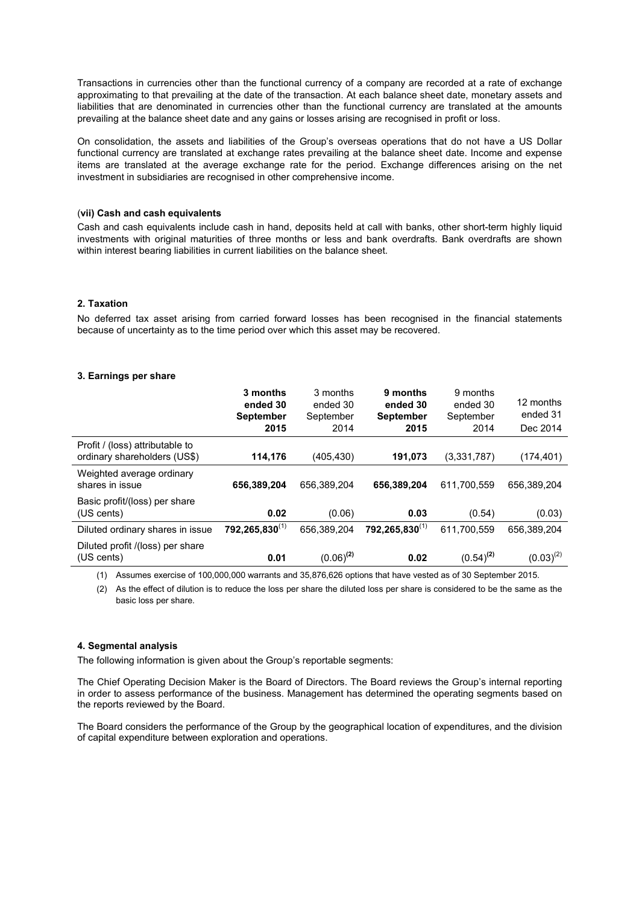Transactions in currencies other than the functional currency of a company are recorded at a rate of exchange approximating to that prevailing at the date of the transaction. At each balance sheet date, monetary assets and liabilities that are denominated in currencies other than the functional currency are translated at the amounts prevailing at the balance sheet date and any gains or losses arising are recognised in profit or loss.

On consolidation, the assets and liabilities of the Group's overseas operations that do not have a US Dollar functional currency are translated at exchange rates prevailing at the balance sheet date. Income and expense items are translated at the average exchange rate for the period. Exchange differences arising on the net investment in subsidiaries are recognised in other comprehensive income.

**(vii) Cash and cash equivalents**

Cash and cash equivalents include cash in hand, deposits held at call with banks, other short-term highly liquid investments with original maturities of three months or less and bank overdrafts. Bank overdrafts are shown within interest bearing liabilities in current liabilities on the balance sheet.

**2. Taxation**

No deferred tax asset arising from carried forward losses has been recognised in the financial statements because of uncertainty as to the time period over which this asset may be recovered.

**3. Earnings per share**

| | **3 months ended 30 September 2015** | 3 months ended 30 September 2014 | **9 months ended 30 September 2015** | 9 months ended 30 September 2014 | 12 months ended 31 Dec 2014 |
|---|---|---|---|---|---|
| Profit / (loss) attributable to ordinary shareholders (US$) | **114,176** | (405,430) | **191,073** | (3,331,787) | (174,401) |
| Weighted average ordinary shares in issue | **656,389,204** | 656,389,204 | **656,389,204** | 611,700,559 | 656,389,204 |
| Basic profit/(loss) per share (US cents) | **0.02** | (0.06) | **0.03** | (0.54) | (0.03) |
| Diluted ordinary shares in issue | **792,265,830**(1) | 656,389,204 | **792,265,830**(1) | 611,700,559 | 656,389,204 |
| Diluted profit /(loss) per share (US cents) | **0.01** | (0.06)**(2)** | **0.02** | (0.54)**(2)** | (0.03)(2) |

(1) Assumes exercise of 100,000,000 warrants and 35,876,626 options that have vested as of 30 September 2015.

(2) As the effect of dilution is to reduce the loss per share the diluted loss per share is considered to be the same as the basic loss per share.

**4. Segmental analysis**

The following information is given about the Group's reportable segments:

The Chief Operating Decision Maker is the Board of Directors. The Board reviews the Group's internal reporting in order to assess performance of the business. Management has determined the operating segments based on the reports reviewed by the Board.

The Board considers the performance of the Group by the geographical location of expenditures, and the division of capital expenditure between exploration and operations.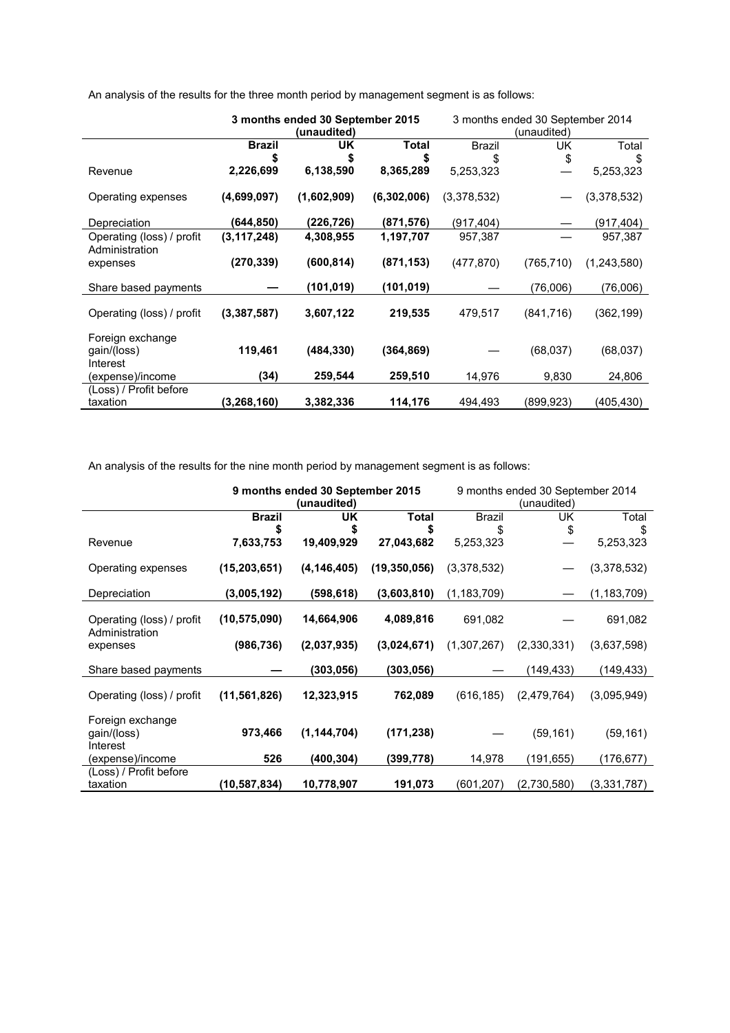An analysis of the results for the three month period by management segment is as follows:

| | **3 months ended 30 September 2015 (unaudited)** | | | 3 months ended 30 September 2014 (unaudited) | | |
|---|---|---|---|---|---|---|
| | **Brazil** | **UK** | **Total** | Brazil | UK | Total |
| | **$** | **$** | **$** | $ | $ | $ |
| Revenue | **2,226,699** | **6,138,590** | **8,365,289** | 5,253,323 | — | 5,253,323 |
| Operating expenses | **(4,699,097)** | **(1,602,909)** | **(6,302,006)** | (3,378,532) | — | (3,378,532) |
| Depreciation | **(644,850)** | **(226,726)** | **(871,576)** | (917,404) | — | (917,404) |
| Operating (loss) / profit | **(3,117,248)** | **4,308,955** | **1,197,707** | 957,387 | — | 957,387 |
| Administration expenses | **(270,339)** | **(600,814)** | **(871,153)** | (477,870) | (765,710) | (1,243,580) |
| Share based payments | **—** | **(101,019)** | **(101,019)** | — | (76,006) | (76,006) |
| Operating (loss) / profit | **(3,387,587)** | **3,607,122** | **219,535** | 479,517 | (841,716) | (362,199) |
| Foreign exchange gain/(loss) | **119,461** | **(484,330)** | **(364,869)** | — | (68,037) | (68,037) |
| Interest (expense)/income | **(34)** | **259,544** | **259,510** | 14,976 | 9,830 | 24,806 |
| (Loss) / Profit before taxation | **(3,268,160)** | **3,382,336** | **114,176** | 494,493 | (899,923) | (405,430) |

An analysis of the results for the nine month period by management segment is as follows:

| | **9 months ended 30 September 2015 (unaudited)** | | | 9 months ended 30 September 2014 (unaudited) | | |
|---|---|---|---|---|---|---|
| | **Brazil** | **UK** | **Total** | Brazil | UK | Total |
| | **$** | **$** | **$** | $ | $ | $ |
| Revenue | **7,633,753** | **19,409,929** | **27,043,682** | 5,253,323 | — | 5,253,323 |
| Operating expenses | **(15,203,651)** | **(4,146,405)** | **(19,350,056)** | (3,378,532) | — | (3,378,532) |
| Depreciation | **(3,005,192)** | **(598,618)** | **(3,603,810)** | (1,183,709) | — | (1,183,709) |
| Operating (loss) / profit | **(10,575,090)** | **14,664,906** | **4,089,816** | 691,082 | — | 691,082 |
| Administration expenses | **(986,736)** | **(2,037,935)** | **(3,024,671)** | (1,307,267) | (2,330,331) | (3,637,598) |
| Share based payments | **—** | **(303,056)** | **(303,056)** | — | (149,433) | (149,433) |
| Operating (loss) / profit | **(11,561,826)** | **12,323,915** | **762,089** | (616,185) | (2,479,764) | (3,095,949) |
| Foreign exchange gain/(loss) | **973,466** | **(1,144,704)** | **(171,238)** | — | (59,161) | (59,161) |
| Interest (expense)/income | **526** | **(400,304)** | **(399,778)** | 14,978 | (191,655) | (176,677) |
| (Loss) / Profit before taxation | **(10,587,834)** | **10,778,907** | **191,073** | (601,207) | (2,730,580) | (3,331,787) |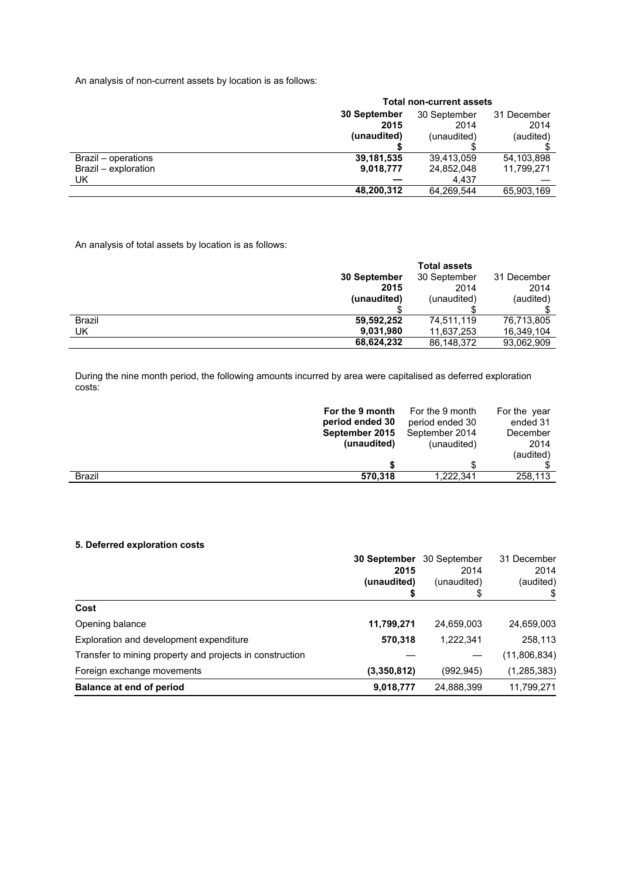An analysis of non-current assets by location is as follows:

| | Total non-current assets | | |
|---|---|---|---|
| | **30 September 2015 (unaudited)** | 30 September 2014 (unaudited) | 31 December 2014 (audited) |
| | **$** | $ | $ |
| Brazil – operations | **39,181,535** | 39,413,059 | 54,103,898 |
| Brazil – exploration | **9,018,777** | 24,852,048 | 11,799,271 |
| UK | **—** | 4,437 | — |
| | **48,200,312** | 64,269,544 | 65,903,169 |

An analysis of total assets by location is as follows:

| | Total assets | | |
|---|---|---|---|
| | **30 September 2015 (unaudited)** | 30 September 2014 (unaudited) | 31 December 2014 (audited) |
| | $ | $ | $ |
| Brazil | **59,592,252** | 74,511,119 | 76,713,805 |
| UK | **9,031,980** | 11,637,253 | 16,349,104 |
| | **68,624,232** | 86,148,372 | 93,062,909 |

During the nine month period, the following amounts incurred by area were capitalised as deferred exploration costs:

| | **For the 9 month period ended 30 September 2015 (unaudited)** | For the 9 month period ended 30 September 2014 (unaudited) | For the year ended 31 December 2014 (audited) |
|---|---|---|---|
| | **$** | $ | $ |
| Brazil | **570,318** | 1,222,341 | 258,113 |

### 5. Deferred exploration costs

| | **30 September 2015 (unaudited)** | 30 September 2014 (unaudited) | 31 December 2014 (audited) |
|---|---|---|---|
| | **$** | $ | $ |
| **Cost** | | | |
| Opening balance | **11,799,271** | 24,659,003 | 24,659,003 |
| Exploration and development expenditure | **570,318** | 1,222,341 | 258,113 |
| Transfer to mining property and projects in construction | **—** | — | (11,806,834) |
| Foreign exchange movements | **(3,350,812)** | (992,945) | (1,285,383) |
| **Balance at end of period** | **9,018,777** | 24,888,399 | 11,799,271 |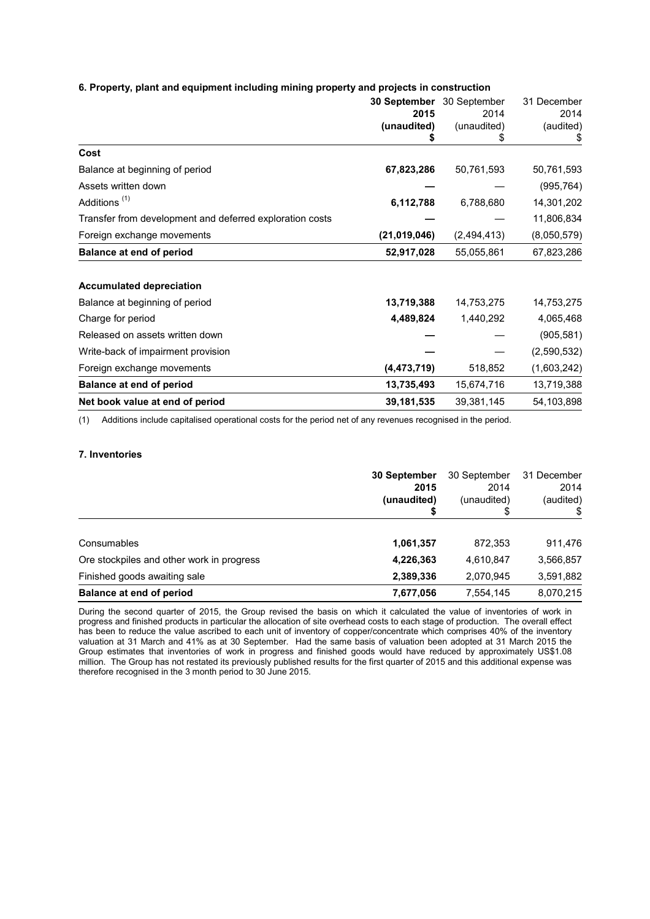### 6. Property, plant and equipment including mining property and projects in construction

| | 30 September 2015 (unaudited) $ | 30 September 2014 (unaudited) $ | 31 December 2014 (audited) $ |
|---|---|---|---|
| **Cost** | | | |
| Balance at beginning of period | **67,823,286** | 50,761,593 | 50,761,593 |
| Assets written down | **—** | — | (995,764) |
| Additions [(1)] | **6,112,788** | 6,788,680 | 14,301,202 |
| Transfer from development and deferred exploration costs | **—** | — | 11,806,834 |
| Foreign exchange movements | **(21,019,046)** | (2,494,413) | (8,050,579) |
| **Balance at end of period** | **52,917,028** | 55,055,861 | 67,823,286 |
| | | | |
| **Accumulated depreciation** | | | |
| Balance at beginning of period | **13,719,388** | 14,753,275 | 14,753,275 |
| Charge for period | **4,489,824** | 1,440,292 | 4,065,468 |
| Released on assets written down | **—** | — | (905,581) |
| Write-back of impairment provision | **—** | — | (2,590,532) |
| Foreign exchange movements | **(4,473,719)** | 518,852 | (1,603,242) |
| **Balance at end of period** | **13,735,493** | 15,674,716 | 13,719,388 |
| **Net book value at end of period** | **39,181,535** | 39,381,145 | 54,103,898 |

(1) Additions include capitalised operational costs for the period net of any revenues recognised in the period.

### 7. Inventories

| | 30 September 2015 (unaudited) $ | 30 September 2014 (unaudited) $ | 31 December 2014 (audited) $ |
|---|---|---|---|
| Consumables | **1,061,357** | 872,353 | 911,476 |
| Ore stockpiles and other work in progress | **4,226,363** | 4,610,847 | 3,566,857 |
| Finished goods awaiting sale | **2,389,336** | 2,070,945 | 3,591,882 |
| **Balance at end of period** | **7,677,056** | 7,554,145 | 8,070,215 |

During the second quarter of 2015, the Group revised the basis on which it calculated the value of inventories of work in progress and finished products in particular the allocation of site overhead costs to each stage of production. The overall effect has been to reduce the value ascribed to each unit of inventory of copper/concentrate which comprises 40% of the inventory valuation at 31 March and 41% as at 30 September. Had the same basis of valuation been adopted at 31 March 2015 the Group estimates that inventories of work in progress and finished goods would have reduced by approximately US$1.08 million. The Group has not restated its previously published results for the first quarter of 2015 and this additional expense was therefore recognised in the 3 month period to 30 June 2015.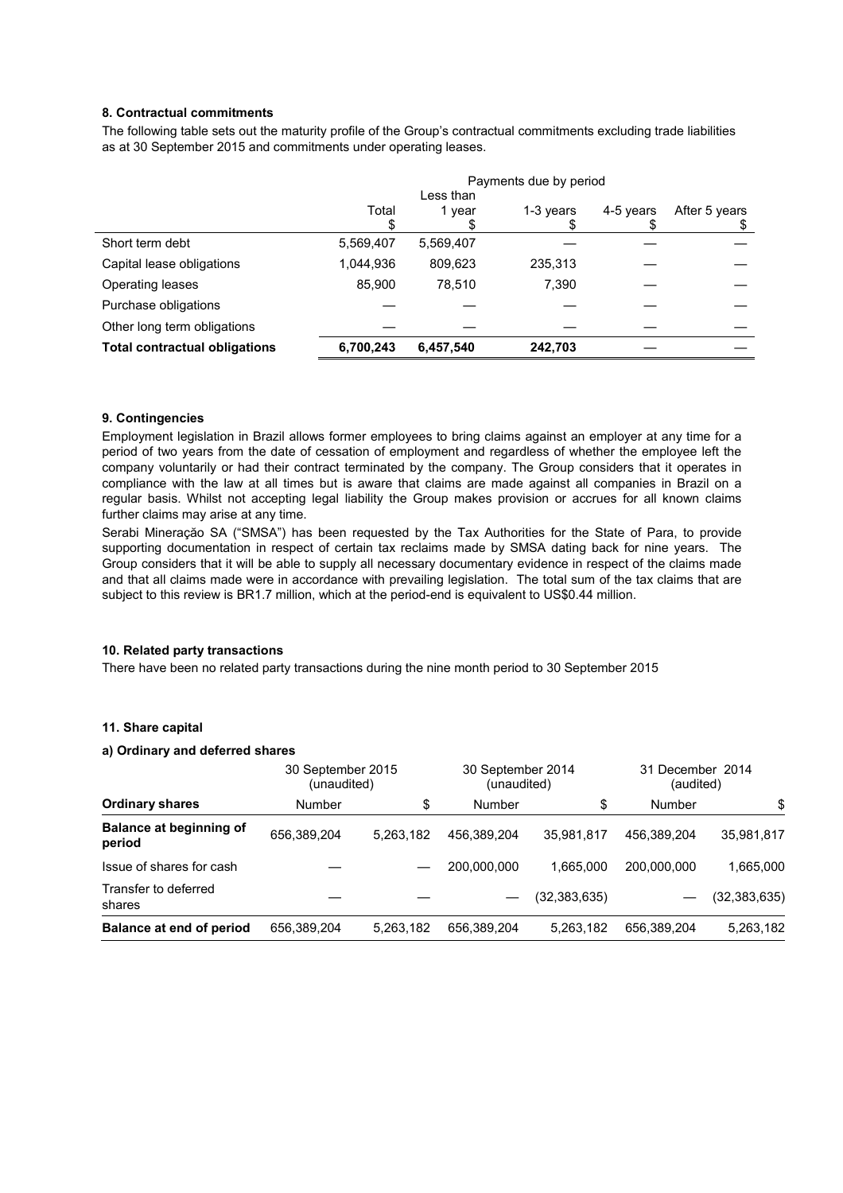**8. Contractual commitments**

The following table sets out the maturity profile of the Group's contractual commitments excluding trade liabilities as at 30 September 2015 and commitments under operating leases.

| | Payments due by period | | | | |
|---|---|---|---|---|---|
| | Total<br>$ | Less than<br>1 year<br>$ | 1-3 years<br>$ | 4-5 years<br>$ | After 5 years<br>$ |
| Short term debt | 5,569,407 | 5,569,407 | — | — | — |
| Capital lease obligations | 1,044,936 | 809,623 | 235,313 | — | — |
| Operating leases | 85,900 | 78,510 | 7,390 | — | — |
| Purchase obligations | — | — | — | — | — |
| Other long term obligations | — | — | — | — | — |
| **Total contractual obligations** | **6,700,243** | **6,457,540** | **242,703** | — | — |

**9. Contingencies**

Employment legislation in Brazil allows former employees to bring claims against an employer at any time for a period of two years from the date of cessation of employment and regardless of whether the employee left the company voluntarily or had their contract terminated by the company. The Group considers that it operates in compliance with the law at all times but is aware that claims are made against all companies in Brazil on a regular basis. Whilst not accepting legal liability the Group makes provision or accrues for all known claims further claims may arise at any time.

Serabi Mineração SA ("SMSA") has been requested by the Tax Authorities for the State of Para, to provide supporting documentation in respect of certain tax reclaims made by SMSA dating back for nine years. The Group considers that it will be able to supply all necessary documentary evidence in respect of the claims made and that all claims made were in accordance with prevailing legislation. The total sum of the tax claims that are subject to this review is BR1.7 million, which at the period-end is equivalent to US$0.44 million.

**10. Related party transactions**

There have been no related party transactions during the nine month period to 30 September 2015

**11. Share capital**

**a) Ordinary and deferred shares**

| | 30 September 2015 (unaudited) | | 30 September 2014 (unaudited) | | 31 December 2014 (audited) | |
|---|---|---|---|---|---|---|
| **Ordinary shares** | Number | $ | Number | $ | Number | $ |
| **Balance at beginning of period** | 656,389,204 | 5,263,182 | 456,389,204 | 35,981,817 | 456,389,204 | 35,981,817 |
| Issue of shares for cash | — | — | 200,000,000 | 1,665,000 | 200,000,000 | 1,665,000 |
| Transfer to deferred shares | — | — | — | (32,383,635) | — | (32,383,635) |
| **Balance at end of period** | 656,389,204 | 5,263,182 | 656,389,204 | 5,263,182 | 656,389,204 | 5,263,182 |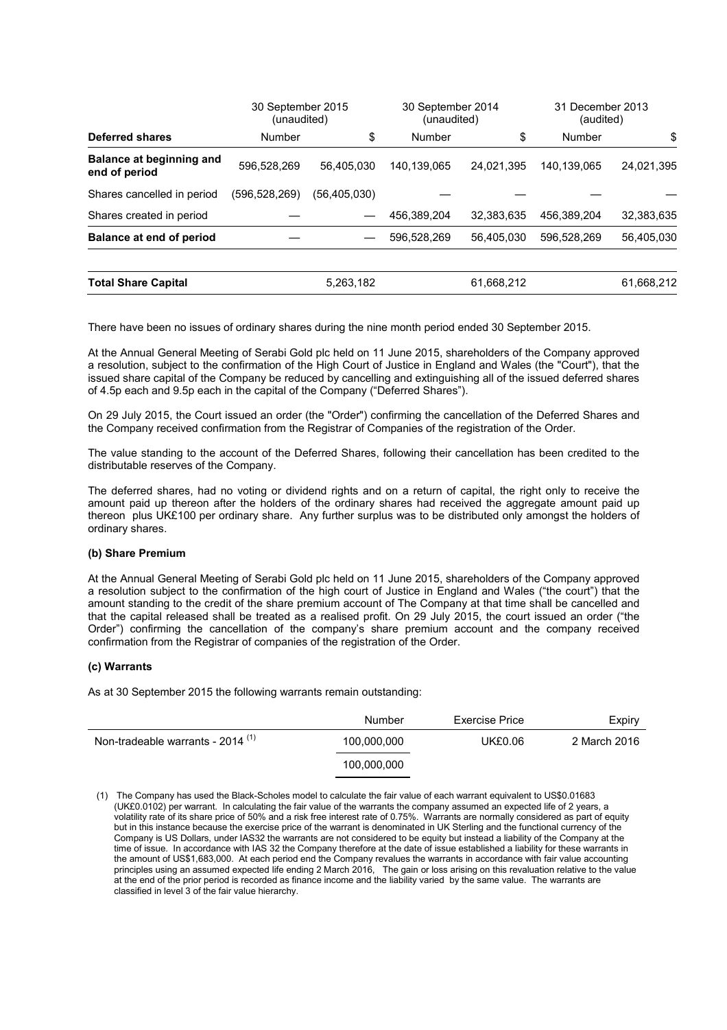| Deferred shares | 30 September 2015 (unaudited) | | 30 September 2014 (unaudited) | | 31 December 2013 (audited) | |
|---|---|---|---|---|---|---|
| | Number | \$ | Number | \$ | Number | \$ |
| **Balance at beginning and end of period** | 596,528,269 | 56,405,030 | 140,139,065 | 24,021,395 | 140,139,065 | 24,021,395 |
| Shares cancelled in period | (596,528,269) | (56,405,030) | — | — | — | — |
| Shares created in period | — | — | 456,389,204 | 32,383,635 | 456,389,204 | 32,383,635 |
| **Balance at end of period** | — | — | 596,528,269 | 56,405,030 | 596,528,269 | 56,405,030 |
| | | | | | | |
| **Total Share Capital** | | 5,263,182 | | 61,668,212 | | 61,668,212 |

There have been no issues of ordinary shares during the nine month period ended 30 September 2015.

At the Annual General Meeting of Serabi Gold plc held on 11 June 2015, shareholders of the Company approved a resolution, subject to the confirmation of the High Court of Justice in England and Wales (the "Court"), that the issued share capital of the Company be reduced by cancelling and extinguishing all of the issued deferred shares of 4.5p each and 9.5p each in the capital of the Company ("Deferred Shares").

On 29 July 2015, the Court issued an order (the "Order") confirming the cancellation of the Deferred Shares and the Company received confirmation from the Registrar of Companies of the registration of the Order.

The value standing to the account of the Deferred Shares, following their cancellation has been credited to the distributable reserves of the Company.

The deferred shares, had no voting or dividend rights and on a return of capital, the right only to receive the amount paid up thereon after the holders of the ordinary shares had received the aggregate amount paid up thereon plus UK£100 per ordinary share. Any further surplus was to be distributed only amongst the holders of ordinary shares.

#### (b) Share Premium

At the Annual General Meeting of Serabi Gold plc held on 11 June 2015, shareholders of the Company approved a resolution subject to the confirmation of the high court of Justice in England and Wales ("the court") that the amount standing to the credit of the share premium account of The Company at that time shall be cancelled and that the capital released shall be treated as a realised profit. On 29 July 2015, the court issued an order ("the Order") confirming the cancellation of the company's share premium account and the company received confirmation from the Registrar of companies of the registration of the Order.

#### (c) Warrants

As at 30 September 2015 the following warrants remain outstanding:

| | Number | Exercise Price | Expiry |
|---|---|---|---|
| Non-tradeable warrants - 2014 [1] | 100,000,000 | UK£0.06 | 2 March 2016 |
| | 100,000,000 | | |

(1) The Company has used the Black-Scholes model to calculate the fair value of each warrant equivalent to US\$0.01683 (UK£0.0102) per warrant. In calculating the fair value of the warrants the company assumed an expected life of 2 years, a volatility rate of its share price of 50% and a risk free interest rate of 0.75%. Warrants are normally considered as part of equity but in this instance because the exercise price of the warrant is denominated in UK Sterling and the functional currency of the Company is US Dollars, under IAS32 the warrants are not considered to be equity but instead a liability of the Company at the time of issue. In accordance with IAS 32 the Company therefore at the date of issue established a liability for these warrants in the amount of US\$1,683,000. At each period end the Company revalues the warrants in accordance with fair value accounting principles using an assumed expected life ending 2 March 2016, The gain or loss arising on this revaluation relative to the value at the end of the prior period is recorded as finance income and the liability varied by the same value. The warrants are classified in level 3 of the fair value hierarchy.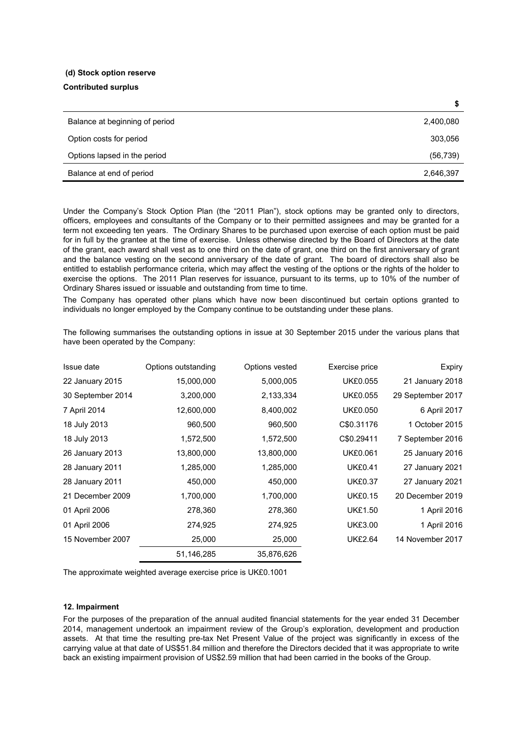**(d) Stock option reserve**

**Contributed surplus**

| | $ |
|---|---|
| Balance at beginning of period | 2,400,080 |
| Option costs for period | 303,056 |
| Options lapsed in the period | (56,739) |
| Balance at end of period | 2,646,397 |

Under the Company's Stock Option Plan (the "2011 Plan"), stock options may be granted only to directors, officers, employees and consultants of the Company or to their permitted assignees and may be granted for a term not exceeding ten years. The Ordinary Shares to be purchased upon exercise of each option must be paid for in full by the grantee at the time of exercise. Unless otherwise directed by the Board of Directors at the date of the grant, each award shall vest as to one third on the date of grant, one third on the first anniversary of grant and the balance vesting on the second anniversary of the date of grant. The board of directors shall also be entitled to establish performance criteria, which may affect the vesting of the options or the rights of the holder to exercise the options. The 2011 Plan reserves for issuance, pursuant to its terms, up to 10% of the number of Ordinary Shares issued or issuable and outstanding from time to time.

The Company has operated other plans which have now been discontinued but certain options granted to individuals no longer employed by the Company continue to be outstanding under these plans.

The following summarises the outstanding options in issue at 30 September 2015 under the various plans that have been operated by the Company:

| Issue date | Options outstanding | Options vested | Exercise price | Expiry |
|---|---|---|---|---|
| 22 January 2015 | 15,000,000 | 5,000,005 | UK£0.055 | 21 January 2018 |
| 30 September 2014 | 3,200,000 | 2,133,334 | UK£0.055 | 29 September 2017 |
| 7 April 2014 | 12,600,000 | 8,400,002 | UK£0.050 | 6 April 2017 |
| 18 July 2013 | 960,500 | 960,500 | C$0.31176 | 1 October 2015 |
| 18 July 2013 | 1,572,500 | 1,572,500 | C$0.29411 | 7 September 2016 |
| 26 January 2013 | 13,800,000 | 13,800,000 | UK£0.061 | 25 January 2016 |
| 28 January 2011 | 1,285,000 | 1,285,000 | UK£0.41 | 27 January 2021 |
| 28 January 2011 | 450,000 | 450,000 | UK£0.37 | 27 January 2021 |
| 21 December 2009 | 1,700,000 | 1,700,000 | UK£0.15 | 20 December 2019 |
| 01 April 2006 | 278,360 | 278,360 | UK£1.50 | 1 April 2016 |
| 01 April 2006 | 274,925 | 274,925 | UK£3.00 | 1 April 2016 |
| 15 November 2007 | 25,000 | 25,000 | UK£2.64 | 14 November 2017 |
| | 51,146,285 | 35,876,626 | | |

The approximate weighted average exercise price is UK£0.1001

**12. Impairment**

For the purposes of the preparation of the annual audited financial statements for the year ended 31 December 2014, management undertook an impairment review of the Group's exploration, development and production assets. At that time the resulting pre-tax Net Present Value of the project was significantly in excess of the carrying value at that date of US$51.84 million and therefore the Directors decided that it was appropriate to write back an existing impairment provision of US$2.59 million that had been carried in the books of the Group.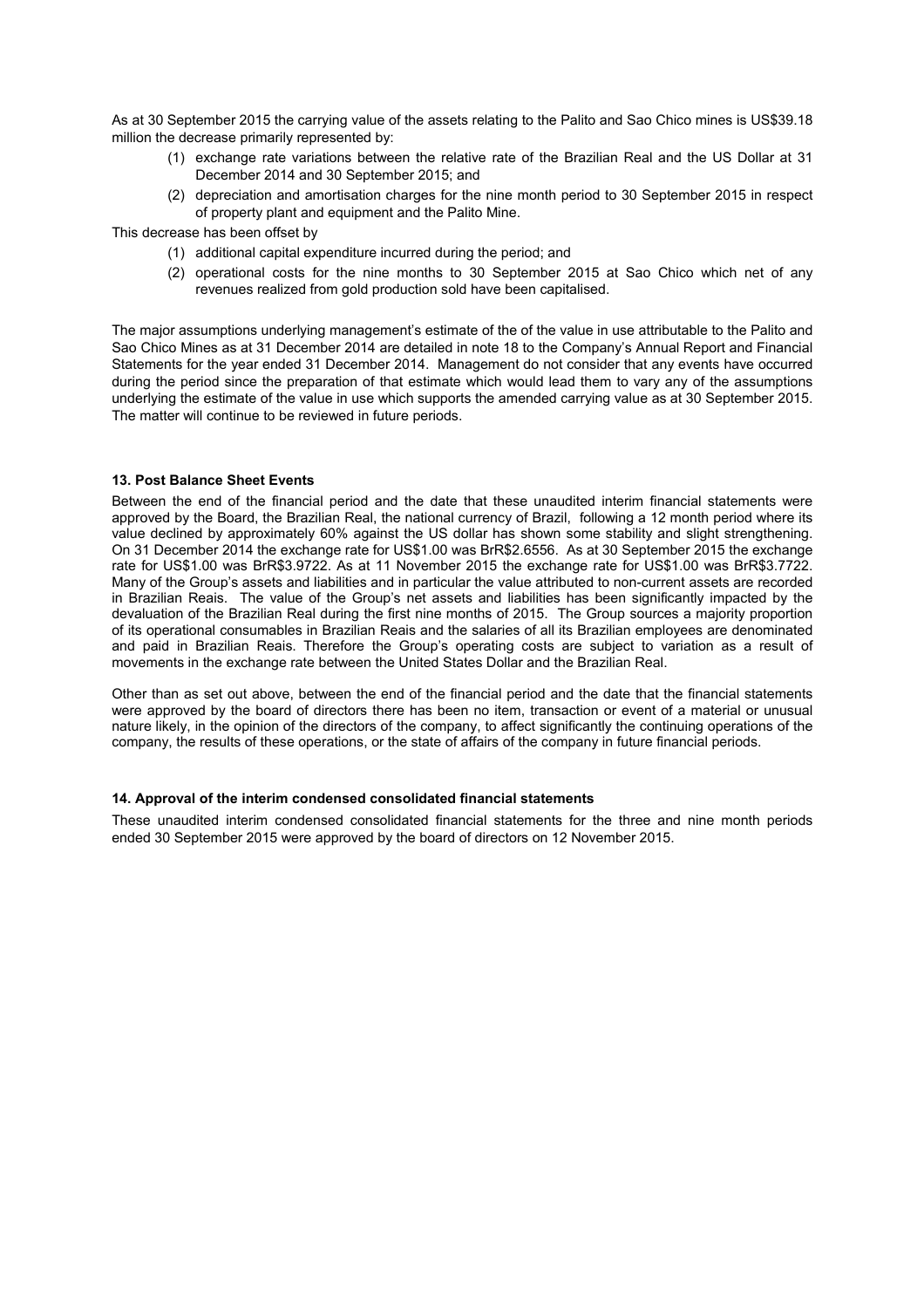As at 30 September 2015 the carrying value of the assets relating to the Palito and Sao Chico mines is US$39.18 million the decrease primarily represented by:

(1) exchange rate variations between the relative rate of the Brazilian Real and the US Dollar at 31 December 2014 and 30 September 2015; and
(2) depreciation and amortisation charges for the nine month period to 30 September 2015 in respect of property plant and equipment and the Palito Mine.

This decrease has been offset by

(1) additional capital expenditure incurred during the period; and
(2) operational costs for the nine months to 30 September 2015 at Sao Chico which net of any revenues realized from gold production sold have been capitalised.

The major assumptions underlying management's estimate of the of the value in use attributable to the Palito and Sao Chico Mines as at 31 December 2014 are detailed in note 18 to the Company's Annual Report and Financial Statements for the year ended 31 December 2014. Management do not consider that any events have occurred during the period since the preparation of that estimate which would lead them to vary any of the assumptions underlying the estimate of the value in use which supports the amended carrying value as at 30 September 2015. The matter will continue to be reviewed in future periods.

#### 13. Post Balance Sheet Events

Between the end of the financial period and the date that these unaudited interim financial statements were approved by the Board, the Brazilian Real, the national currency of Brazil, following a 12 month period where its value declined by approximately 60% against the US dollar has shown some stability and slight strengthening. On 31 December 2014 the exchange rate for US$1.00 was BrR$2.6556. As at 30 September 2015 the exchange rate for US$1.00 was BrR$3.9722. As at 11 November 2015 the exchange rate for US$1.00 was BrR$3.7722. Many of the Group's assets and liabilities and in particular the value attributed to non-current assets are recorded in Brazilian Reais. The value of the Group's net assets and liabilities has been significantly impacted by the devaluation of the Brazilian Real during the first nine months of 2015. The Group sources a majority proportion of its operational consumables in Brazilian Reais and the salaries of all its Brazilian employees are denominated and paid in Brazilian Reais. Therefore the Group's operating costs are subject to variation as a result of movements in the exchange rate between the United States Dollar and the Brazilian Real.

Other than as set out above, between the end of the financial period and the date that the financial statements were approved by the board of directors there has been no item, transaction or event of a material or unusual nature likely, in the opinion of the directors of the company, to affect significantly the continuing operations of the company, the results of these operations, or the state of affairs of the company in future financial periods.

#### 14. Approval of the interim condensed consolidated financial statements

These unaudited interim condensed consolidated financial statements for the three and nine month periods ended 30 September 2015 were approved by the board of directors on 12 November 2015.